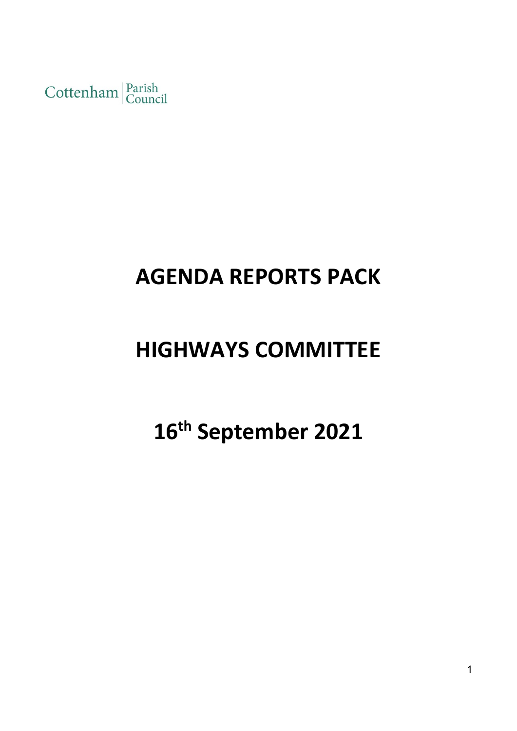Cottenham Parish Council

# AGENDA REPORTS PACK

# HIGHWAYS COMMITTEE

# 16th September 2021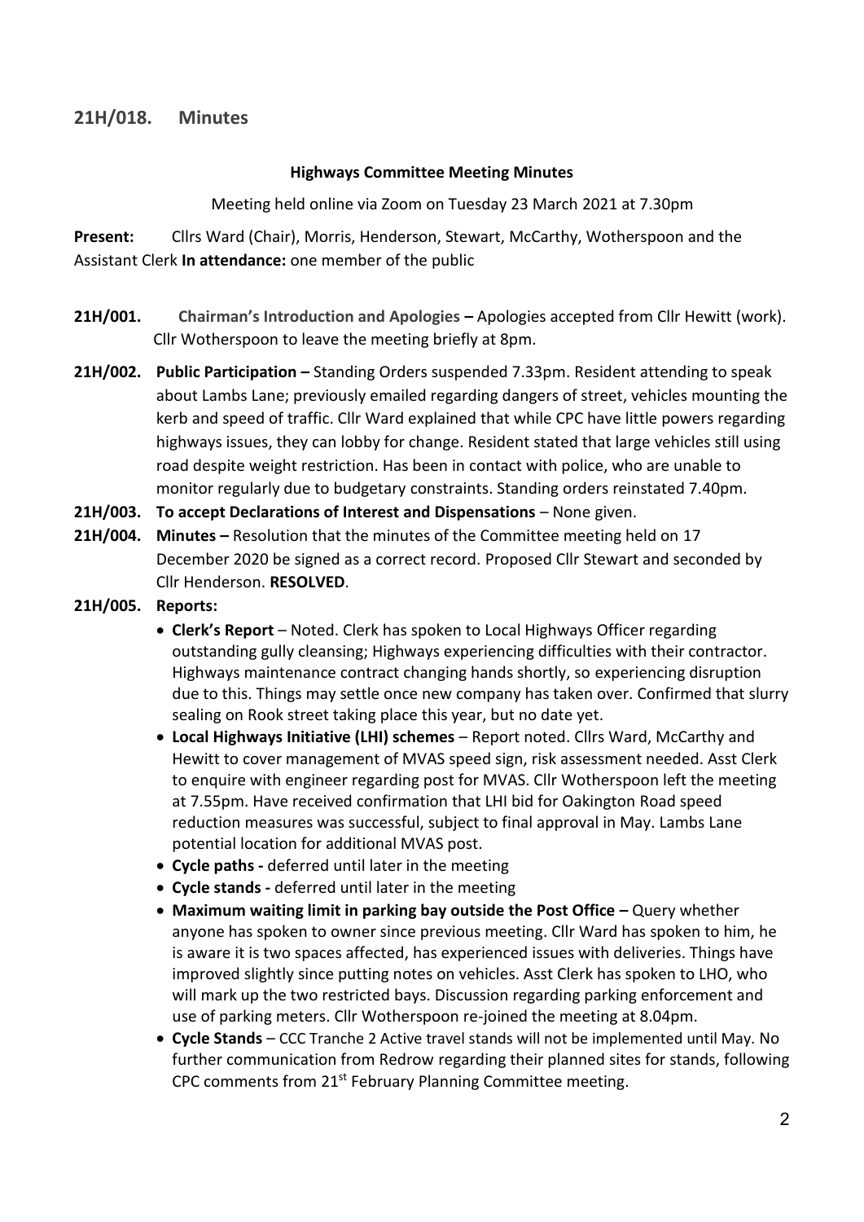## 21H/018. Minutes

**Highways Committee Meeting Minutes**

Meeting held online via Zoom on Tuesday 23 March 2021 at 7.30pm

**Present:** Cllrs Ward (Chair), Morris, Henderson, Stewart, McCarthy, Wotherspoon and the Assistant Clerk **In attendance:** one member of the public

**21H/001. Chairman's Introduction and Apologies –** Apologies accepted from Cllr Hewitt (work). Cllr Wotherspoon to leave the meeting briefly at 8pm.

**21H/002. Public Participation –** Standing Orders suspended 7.33pm. Resident attending to speak about Lambs Lane; previously emailed regarding dangers of street, vehicles mounting the kerb and speed of traffic. Cllr Ward explained that while CPC have little powers regarding highways issues, they can lobby for change. Resident stated that large vehicles still using road despite weight restriction. Has been in contact with police, who are unable to monitor regularly due to budgetary constraints. Standing orders reinstated 7.40pm.

**21H/003. To accept Declarations of Interest and Dispensations** – None given.

**21H/004. Minutes –** Resolution that the minutes of the Committee meeting held on 17 December 2020 be signed as a correct record. Proposed Cllr Stewart and seconded by Cllr Henderson. **RESOLVED**.

**21H/005. Reports:**

- **Clerk's Report** – Noted. Clerk has spoken to Local Highways Officer regarding outstanding gully cleansing; Highways experiencing difficulties with their contractor. Highways maintenance contract changing hands shortly, so experiencing disruption due to this. Things may settle once new company has taken over. Confirmed that slurry sealing on Rook street taking place this year, but no date yet.
- **Local Highways Initiative (LHI) schemes** – Report noted. Cllrs Ward, McCarthy and Hewitt to cover management of MVAS speed sign, risk assessment needed. Asst Clerk to enquire with engineer regarding post for MVAS. Cllr Wotherspoon left the meeting at 7.55pm. Have received confirmation that LHI bid for Oakington Road speed reduction measures was successful, subject to final approval in May. Lambs Lane potential location for additional MVAS post.
- **Cycle paths -** deferred until later in the meeting
- **Cycle stands -** deferred until later in the meeting
- **Maximum waiting limit in parking bay outside the Post Office –** Query whether anyone has spoken to owner since previous meeting. Cllr Ward has spoken to him, he is aware it is two spaces affected, has experienced issues with deliveries. Things have improved slightly since putting notes on vehicles. Asst Clerk has spoken to LHO, who will mark up the two restricted bays. Discussion regarding parking enforcement and use of parking meters. Cllr Wotherspoon re-joined the meeting at 8.04pm.
- **Cycle Stands** – CCC Tranche 2 Active travel stands will not be implemented until May. No further communication from Redrow regarding their planned sites for stands, following CPC comments from 21st February Planning Committee meeting.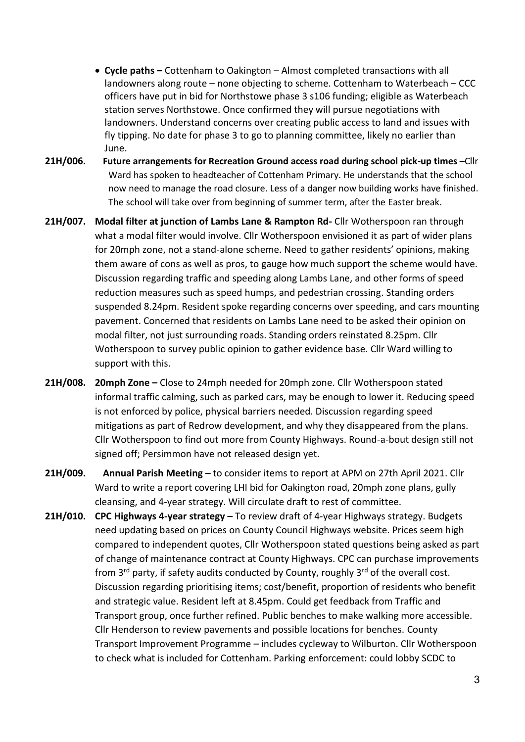- **Cycle paths –** Cottenham to Oakington – Almost completed transactions with all landowners along route – none objecting to scheme. Cottenham to Waterbeach – CCC officers have put in bid for Northstowe phase 3 s106 funding; eligible as Waterbeach station serves Northstowe. Once confirmed they will pursue negotiations with landowners. Understand concerns over creating public access to land and issues with fly tipping. No date for phase 3 to go to planning committee, likely no earlier than June.

**21H/006. Future arrangements for Recreation Ground access road during school pick-up times –** Cllr Ward has spoken to headteacher of Cottenham Primary. He understands that the school now need to manage the road closure. Less of a danger now building works have finished. The school will take over from beginning of summer term, after the Easter break.

**21H/007. Modal filter at junction of Lambs Lane & Rampton Rd-** Cllr Wotherspoon ran through what a modal filter would involve. Cllr Wotherspoon envisioned it as part of wider plans for 20mph zone, not a stand-alone scheme. Need to gather residents' opinions, making them aware of cons as well as pros, to gauge how much support the scheme would have. Discussion regarding traffic and speeding along Lambs Lane, and other forms of speed reduction measures such as speed humps, and pedestrian crossing. Standing orders suspended 8.24pm. Resident spoke regarding concerns over speeding, and cars mounting pavement. Concerned that residents on Lambs Lane need to be asked their opinion on modal filter, not just surrounding roads. Standing orders reinstated 8.25pm. Cllr Wotherspoon to survey public opinion to gather evidence base. Cllr Ward willing to support with this.

**21H/008. 20mph Zone –** Close to 24mph needed for 20mph zone. Cllr Wotherspoon stated informal traffic calming, such as parked cars, may be enough to lower it. Reducing speed is not enforced by police, physical barriers needed. Discussion regarding speed mitigations as part of Redrow development, and why they disappeared from the plans. Cllr Wotherspoon to find out more from County Highways. Round-a-bout design still not signed off; Persimmon have not released design yet.

**21H/009. Annual Parish Meeting –** to consider items to report at APM on 27th April 2021. Cllr Ward to write a report covering LHI bid for Oakington road, 20mph zone plans, gully cleansing, and 4-year strategy. Will circulate draft to rest of committee.

**21H/010. CPC Highways 4-year strategy –** To review draft of 4-year Highways strategy. Budgets need updating based on prices on County Council Highways website. Prices seem high compared to independent quotes, Cllr Wotherspoon stated questions being asked as part of change of maintenance contract at County Highways. CPC can purchase improvements from 3rd party, if safety audits conducted by County, roughly 3rd of the overall cost. Discussion regarding prioritising items; cost/benefit, proportion of residents who benefit and strategic value. Resident left at 8.45pm. Could get feedback from Traffic and Transport group, once further refined. Public benches to make walking more accessible. Cllr Henderson to review pavements and possible locations for benches. County Transport Improvement Programme – includes cycleway to Wilburton. Cllr Wotherspoon to check what is included for Cottenham. Parking enforcement: could lobby SCDC to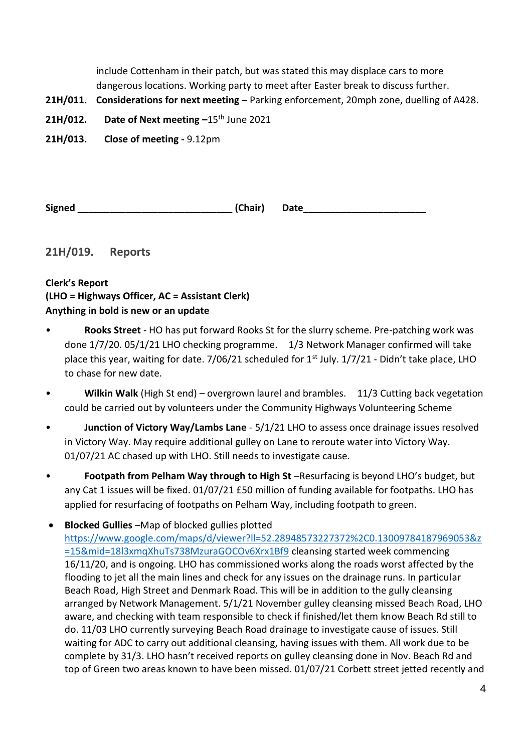include Cottenham in their patch, but was stated this may displace cars to more dangerous locations. Working party to meet after Easter break to discuss further.

**21H/011. Considerations for next meeting –** Parking enforcement, 20mph zone, duelling of A428.

**21H/012. Date of Next meeting –**15th June 2021

**21H/013. Close of meeting -** 9.12pm

**Signed _____________________________ (Chair) Date_______________________**

## 21H/019. Reports

**Clerk's Report**
**(LHO = Highways Officer, AC = Assistant Clerk)**
**Anything in bold is new or an update**

- **Rooks Street** - HO has put forward Rooks St for the slurry scheme. Pre-patching work was done 1/7/20. 05/1/21 LHO checking programme. 1/3 Network Manager confirmed will take place this year, waiting for date. 7/06/21 scheduled for 1st July. 1/7/21 - Didn't take place, LHO to chase for new date.
- **Wilkin Walk** (High St end) – overgrown laurel and brambles. 11/3 Cutting back vegetation could be carried out by volunteers under the Community Highways Volunteering Scheme
- **Junction of Victory Way/Lambs Lane** - 5/1/21 LHO to assess once drainage issues resolved in Victory Way. May require additional gulley on Lane to reroute water into Victory Way. 01/07/21 AC chased up with LHO. Still needs to investigate cause.
- **Footpath from Pelham Way through to High St** –Resurfacing is beyond LHO's budget, but any Cat 1 issues will be fixed. 01/07/21 £50 million of funding available for footpaths. LHO has applied for resurfacing of footpaths on Pelham Way, including footpath to green.
- **Blocked Gullies** –Map of blocked gullies plotted [https://www.google.com/maps/d/viewer?ll=52.28948573227372%2C0.13009784187969053&z=15&mid=18l3xmqXhuTs738MzuraGOCOv6Xrx1Bf9](https://www.google.com/maps/d/viewer?ll=52.28948573227372%2C0.13009784187969053&z=15&mid=18l3xmqXhuTs738MzuraGOCOv6Xrx1Bf9) cleansing started week commencing 16/11/20, and is ongoing. LHO has commissioned works along the roads worst affected by the flooding to jet all the main lines and check for any issues on the drainage runs. In particular Beach Road, High Street and Denmark Road. This will be in addition to the gully cleansing arranged by Network Management. 5/1/21 November gulley cleansing missed Beach Road, LHO aware, and checking with team responsible to check if finished/let them know Beach Rd still to do. 11/03 LHO currently surveying Beach Road drainage to investigate cause of issues. Still waiting for ADC to carry out additional cleansing, having issues with them. All work due to be complete by 31/3. LHO hasn't received reports on gulley cleansing done in Nov. Beach Rd and top of Green two areas known to have been missed. 01/07/21 Corbett street jetted recently and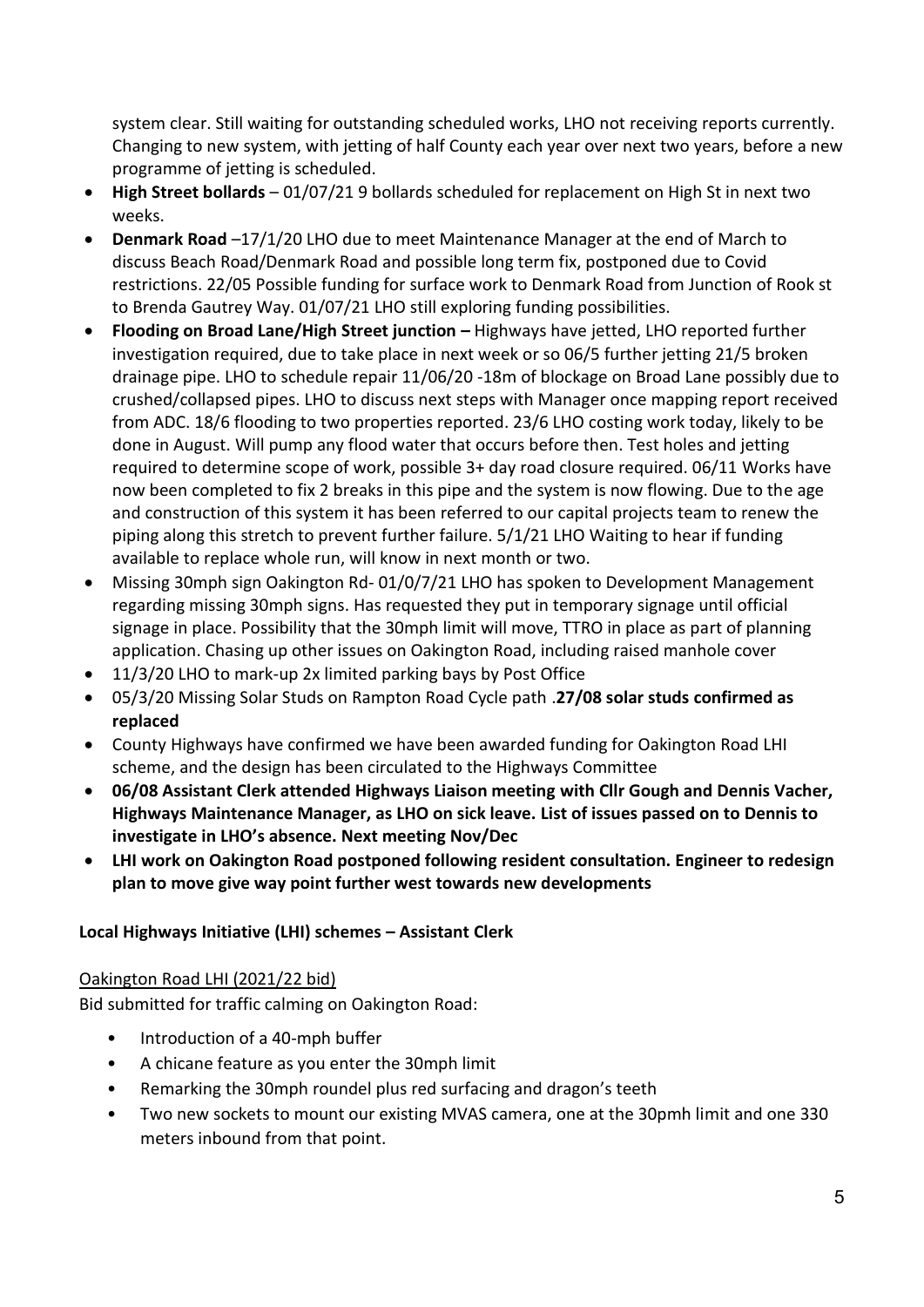system clear. Still waiting for outstanding scheduled works, LHO not receiving reports currently. Changing to new system, with jetting of half County each year over next two years, before a new programme of jetting is scheduled.

- **High Street bollards** – 01/07/21 9 bollards scheduled for replacement on High St in next two weeks.
- **Denmark Road** –17/1/20 LHO due to meet Maintenance Manager at the end of March to discuss Beach Road/Denmark Road and possible long term fix, postponed due to Covid restrictions. 22/05 Possible funding for surface work to Denmark Road from Junction of Rook st to Brenda Gautrey Way. 01/07/21 LHO still exploring funding possibilities.
- **Flooding on Broad Lane/High Street junction –** Highways have jetted, LHO reported further investigation required, due to take place in next week or so 06/5 further jetting 21/5 broken drainage pipe. LHO to schedule repair 11/06/20 -18m of blockage on Broad Lane possibly due to crushed/collapsed pipes. LHO to discuss next steps with Manager once mapping report received from ADC. 18/6 flooding to two properties reported. 23/6 LHO costing work today, likely to be done in August. Will pump any flood water that occurs before then. Test holes and jetting required to determine scope of work, possible 3+ day road closure required. 06/11 Works have now been completed to fix 2 breaks in this pipe and the system is now flowing. Due to the age and construction of this system it has been referred to our capital projects team to renew the piping along this stretch to prevent further failure. 5/1/21 LHO Waiting to hear if funding available to replace whole run, will know in next month or two.
- Missing 30mph sign Oakington Rd- 01/0/7/21 LHO has spoken to Development Management regarding missing 30mph signs. Has requested they put in temporary signage until official signage in place. Possibility that the 30mph limit will move, TTRO in place as part of planning application. Chasing up other issues on Oakington Road, including raised manhole cover
- 11/3/20 LHO to mark-up 2x limited parking bays by Post Office
- 05/3/20 Missing Solar Studs on Rampton Road Cycle path .**27/08 solar studs confirmed as replaced**
- County Highways have confirmed we have been awarded funding for Oakington Road LHI scheme, and the design has been circulated to the Highways Committee
- **06/08 Assistant Clerk attended Highways Liaison meeting with Cllr Gough and Dennis Vacher, Highways Maintenance Manager, as LHO on sick leave. List of issues passed on to Dennis to investigate in LHO's absence. Next meeting Nov/Dec**
- **LHI work on Oakington Road postponed following resident consultation. Engineer to redesign plan to move give way point further west towards new developments**

**Local Highways Initiative (LHI) schemes – Assistant Clerk**

Oakington Road LHI (2021/22 bid)

Bid submitted for traffic calming on Oakington Road:

- Introduction of a 40-mph buffer
- A chicane feature as you enter the 30mph limit
- Remarking the 30mph roundel plus red surfacing and dragon's teeth
- Two new sockets to mount our existing MVAS camera, one at the 30pmh limit and one 330 meters inbound from that point.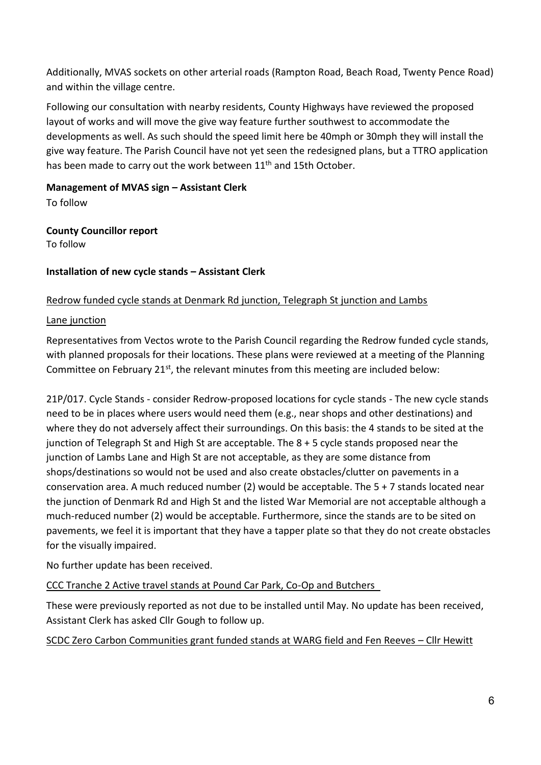Additionally, MVAS sockets on other arterial roads (Rampton Road, Beach Road, Twenty Pence Road) and within the village centre.

Following our consultation with nearby residents, County Highways have reviewed the proposed layout of works and will move the give way feature further southwest to accommodate the developments as well. As such should the speed limit here be 40mph or 30mph they will install the give way feature. The Parish Council have not yet seen the redesigned plans, but a TTRO application has been made to carry out the work between 11th and 15th October.

**Management of MVAS sign – Assistant Clerk**

To follow

**County Councillor report**

To follow

**Installation of new cycle stands – Assistant Clerk**

Redrow funded cycle stands at Denmark Rd junction, Telegraph St junction and Lambs Lane junction

Representatives from Vectos wrote to the Parish Council regarding the Redrow funded cycle stands, with planned proposals for their locations. These plans were reviewed at a meeting of the Planning Committee on February 21st, the relevant minutes from this meeting are included below:

21P/017. Cycle Stands - consider Redrow-proposed locations for cycle stands - The new cycle stands need to be in places where users would need them (e.g., near shops and other destinations) and where they do not adversely affect their surroundings. On this basis: the 4 stands to be sited at the junction of Telegraph St and High St are acceptable. The 8 + 5 cycle stands proposed near the junction of Lambs Lane and High St are not acceptable, as they are some distance from shops/destinations so would not be used and also create obstacles/clutter on pavements in a conservation area. A much reduced number (2) would be acceptable. The 5 + 7 stands located near the junction of Denmark Rd and High St and the listed War Memorial are not acceptable although a much-reduced number (2) would be acceptable. Furthermore, since the stands are to be sited on pavements, we feel it is important that they have a tapper plate so that they do not create obstacles for the visually impaired.

No further update has been received.

CCC Tranche 2 Active travel stands at Pound Car Park, Co-Op and Butchers

These were previously reported as not due to be installed until May. No update has been received, Assistant Clerk has asked Cllr Gough to follow up.

SCDC Zero Carbon Communities grant funded stands at WARG field and Fen Reeves – Cllr Hewitt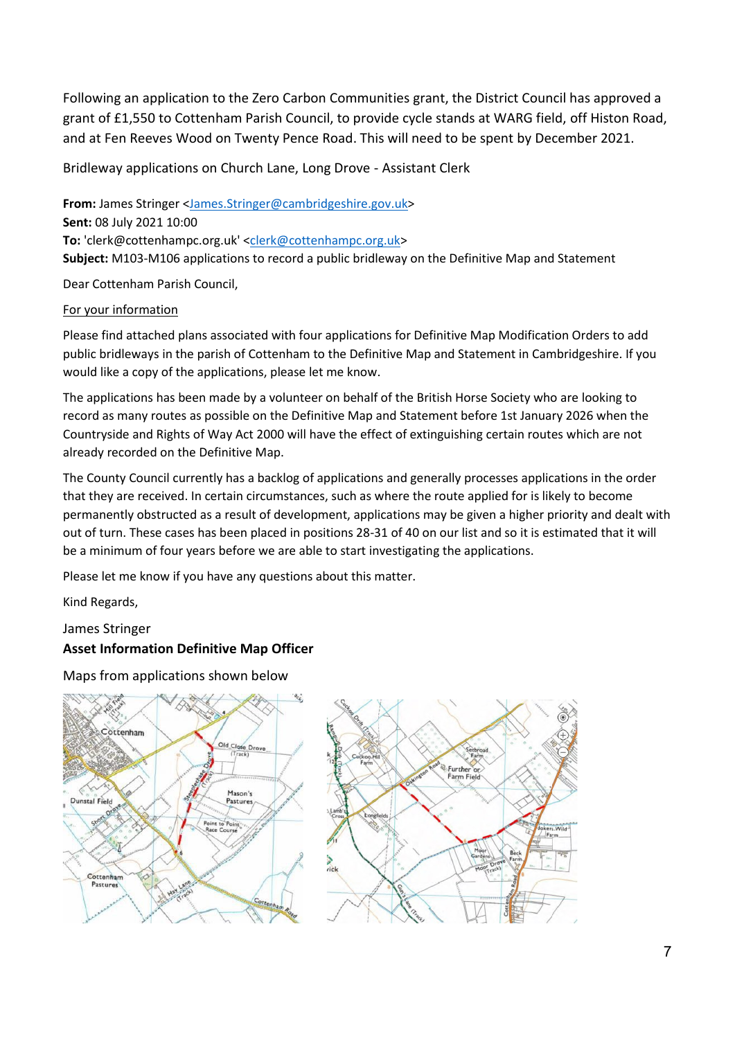Following an application to the Zero Carbon Communities grant, the District Council has approved a grant of £1,550 to Cottenham Parish Council, to provide cycle stands at WARG field, off Histon Road, and at Fen Reeves Wood on Twenty Pence Road. This will need to be spent by December 2021.

Bridleway applications on Church Lane, Long Drove - Assistant Clerk

**From:** James Stringer <James.Stringer@cambridgeshire.gov.uk>
**Sent:** 08 July 2021 10:00
**To:** 'clerk@cottenhampc.org.uk' <clerk@cottenhampc.org.uk>
**Subject:** M103-M106 applications to record a public bridleway on the Definitive Map and Statement

Dear Cottenham Parish Council,

For your information

Please find attached plans associated with four applications for Definitive Map Modification Orders to add public bridleways in the parish of Cottenham to the Definitive Map and Statement in Cambridgeshire. If you would like a copy of the applications, please let me know.

The applications has been made by a volunteer on behalf of the British Horse Society who are looking to record as many routes as possible on the Definitive Map and Statement before 1st January 2026 when the Countryside and Rights of Way Act 2000 will have the effect of extinguishing certain routes which are not already recorded on the Definitive Map.

The County Council currently has a backlog of applications and generally processes applications in the order that they are received. In certain circumstances, such as where the route applied for is likely to become permanently obstructed as a result of development, applications may be given a higher priority and dealt with out of turn. These cases has been placed in positions 28-31 of 40 on our list and so it is estimated that it will be a minimum of four years before we are able to start investigating the applications.

Please let me know if you have any questions about this matter.

Kind Regards,

James Stringer
**Asset Information Definitive Map Officer**

Maps from applications shown below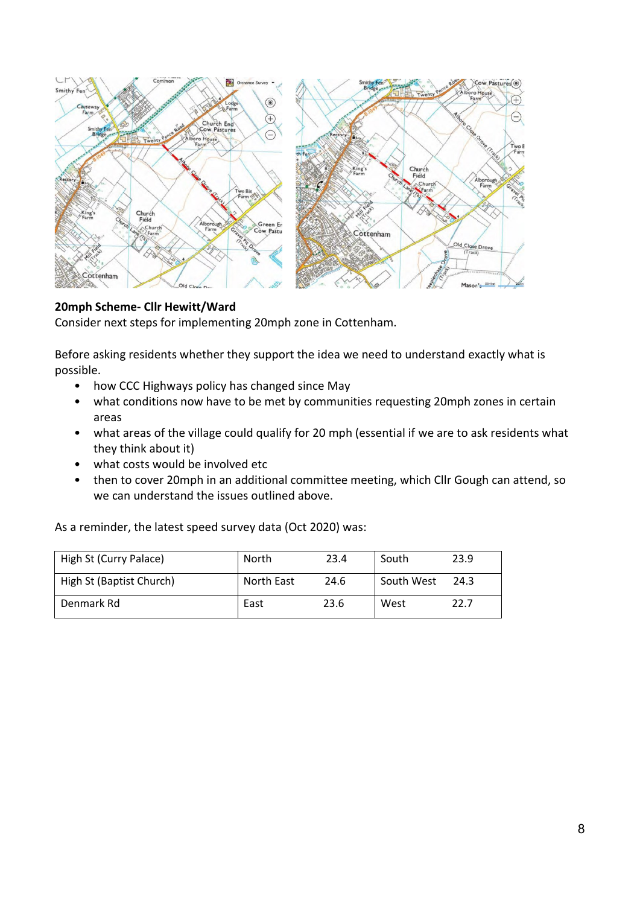**20mph Scheme- Cllr Hewitt/Ward**

Consider next steps for implementing 20mph zone in Cottenham.

Before asking residents whether they support the idea we need to understand exactly what is possible.

- how CCC Highways policy has changed since May
- what conditions now have to be met by communities requesting 20mph zones in certain areas
- what areas of the village could qualify for 20 mph (essential if we are to ask residents what they think about it)
- what costs would be involved etc
- then to cover 20mph in an additional committee meeting, which Cllr Gough can attend, so we can understand the issues outlined above.

As a reminder, the latest speed survey data (Oct 2020) was:

| | | | | |
|---|---|---|---|---|
| High St (Curry Palace) | North | 23.4 | South | 23.9 |
| High St (Baptist Church) | North East | 24.6 | South West | 24.3 |
| Denmark Rd | East | 23.6 | West | 22.7 |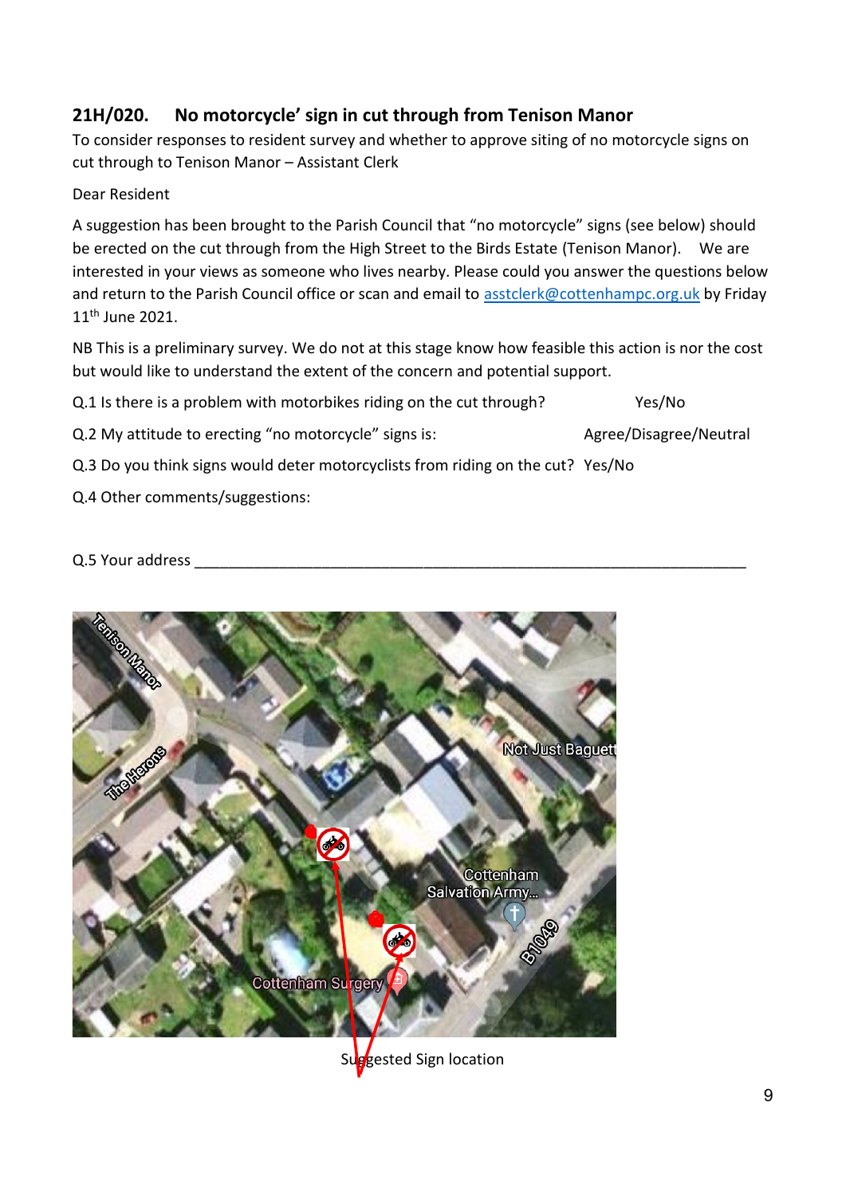## 21H/020. No motorcycle' sign in cut through from Tenison Manor

To consider responses to resident survey and whether to approve siting of no motorcycle signs on cut through to Tenison Manor – Assistant Clerk

Dear Resident

A suggestion has been brought to the Parish Council that "no motorcycle" signs (see below) should be erected on the cut through from the High Street to the Birds Estate (Tenison Manor). We are interested in your views as someone who lives nearby. Please could you answer the questions below and return to the Parish Council office or scan and email to asstclerk@cottenhampc.org.uk by Friday 11th June 2021.

NB This is a preliminary survey. We do not at this stage know how feasible this action is nor the cost but would like to understand the extent of the concern and potential support.

Q.1 Is there is a problem with motorbikes riding on the cut through? Yes/No

Q.2 My attitude to erecting "no motorcycle" signs is: Agree/Disagree/Neutral

Q.3 Do you think signs would deter motorcyclists from riding on the cut? Yes/No

Q.4 Other comments/suggestions:

Q.5 Your address ___________________________________________________________

Suggested Sign location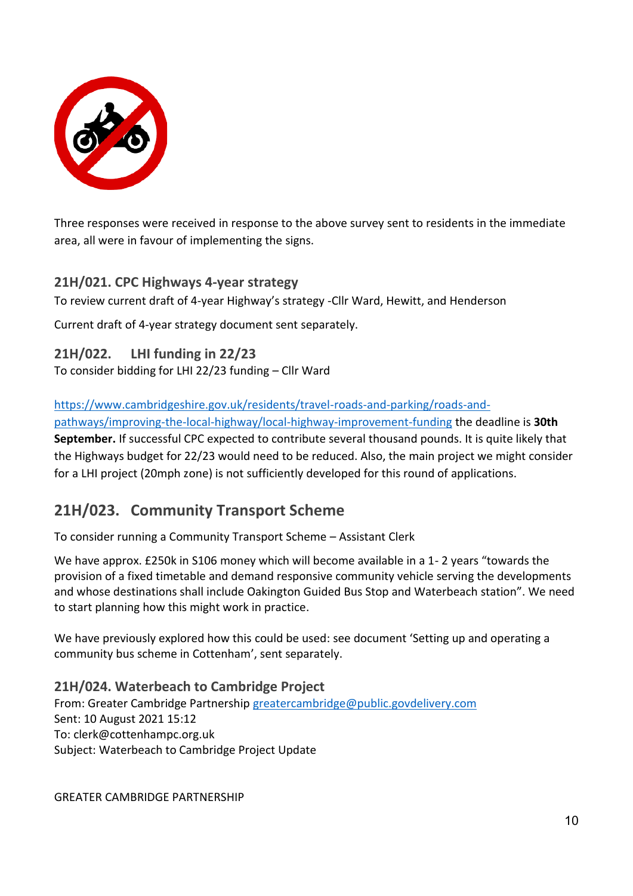Three responses were received in response to the above survey sent to residents in the immediate area, all were in favour of implementing the signs.

### 21H/021. CPC Highways 4-year strategy

To review current draft of 4-year Highway's strategy -Cllr Ward, Hewitt, and Henderson

Current draft of 4-year strategy document sent separately.

### 21H/022. LHI funding in 22/23

To consider bidding for LHI 22/23 funding – Cllr Ward

https://www.cambridgeshire.gov.uk/residents/travel-roads-and-parking/roads-and-pathways/improving-the-local-highway/local-highway-improvement-funding the deadline is **30th September.** If successful CPC expected to contribute several thousand pounds. It is quite likely that the Highways budget for 22/23 would need to be reduced. Also, the main project we might consider for a LHI project (20mph zone) is not sufficiently developed for this round of applications.

## 21H/023. Community Transport Scheme

To consider running a Community Transport Scheme – Assistant Clerk

We have approx. £250k in S106 money which will become available in a 1- 2 years "towards the provision of a fixed timetable and demand responsive community vehicle serving the developments and whose destinations shall include Oakington Guided Bus Stop and Waterbeach station". We need to start planning how this might work in practice.

We have previously explored how this could be used: see document 'Setting up and operating a community bus scheme in Cottenham', sent separately.

### 21H/024. Waterbeach to Cambridge Project

From: Greater Cambridge Partnership greatercambridge@public.govdelivery.com
Sent: 10 August 2021 15:12
To: clerk@cottenhampc.org.uk
Subject: Waterbeach to Cambridge Project Update

GREATER CAMBRIDGE PARTNERSHIP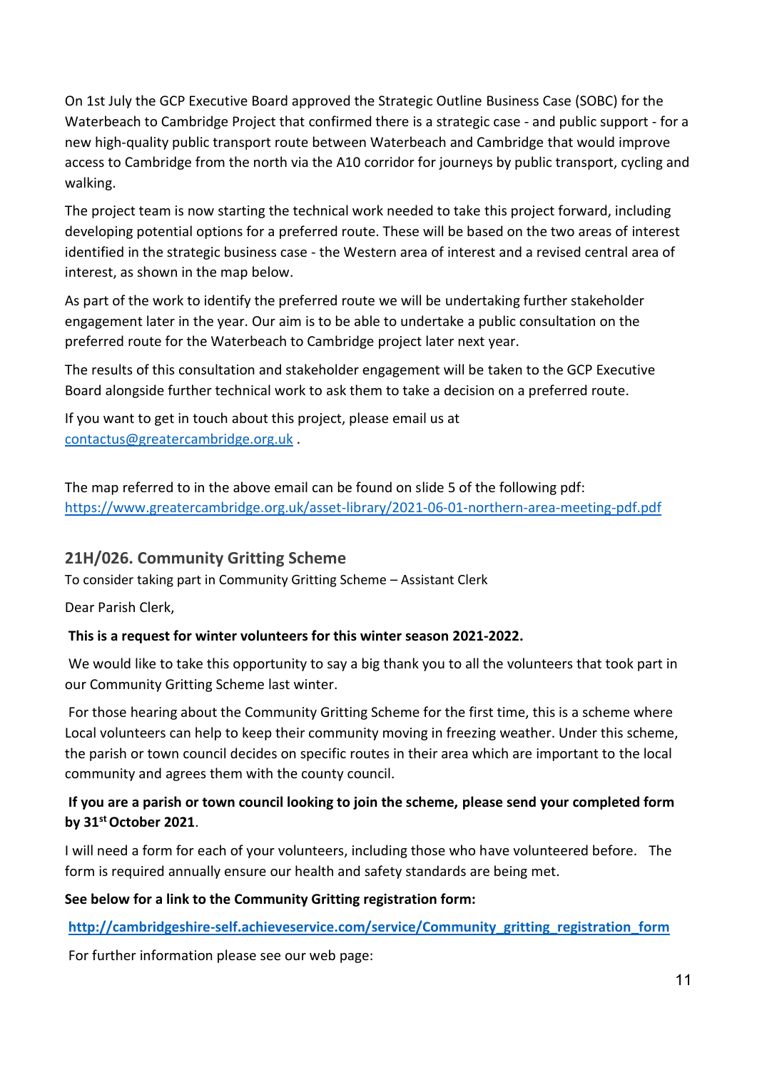On 1st July the GCP Executive Board approved the Strategic Outline Business Case (SOBC) for the Waterbeach to Cambridge Project that confirmed there is a strategic case - and public support - for a new high-quality public transport route between Waterbeach and Cambridge that would improve access to Cambridge from the north via the A10 corridor for journeys by public transport, cycling and walking.

The project team is now starting the technical work needed to take this project forward, including developing potential options for a preferred route. These will be based on the two areas of interest identified in the strategic business case - the Western area of interest and a revised central area of interest, as shown in the map below.

As part of the work to identify the preferred route we will be undertaking further stakeholder engagement later in the year. Our aim is to be able to undertake a public consultation on the preferred route for the Waterbeach to Cambridge project later next year.

The results of this consultation and stakeholder engagement will be taken to the GCP Executive Board alongside further technical work to ask them to take a decision on a preferred route.

If you want to get in touch about this project, please email us at contactus@greatercambridge.org.uk .

The map referred to in the above email can be found on slide 5 of the following pdf: https://www.greatercambridge.org.uk/asset-library/2021-06-01-northern-area-meeting-pdf.pdf

## 21H/026. Community Gritting Scheme

To consider taking part in Community Gritting Scheme – Assistant Clerk

Dear Parish Clerk,

**This is a request for winter volunteers for this winter season 2021-2022.**

We would like to take this opportunity to say a big thank you to all the volunteers that took part in our Community Gritting Scheme last winter.

For those hearing about the Community Gritting Scheme for the first time, this is a scheme where Local volunteers can help to keep their community moving in freezing weather. Under this scheme, the parish or town council decides on specific routes in their area which are important to the local community and agrees them with the county council.

**If you are a parish or town council looking to join the scheme, please send your completed form by 31st October 2021**.

I will need a form for each of your volunteers, including those who have volunteered before. The form is required annually ensure our health and safety standards are being met.

**See below for a link to the Community Gritting registration form:**

**http://cambridgeshire-self.achieveservice.com/service/Community_gritting_registration_form**

For further information please see our web page: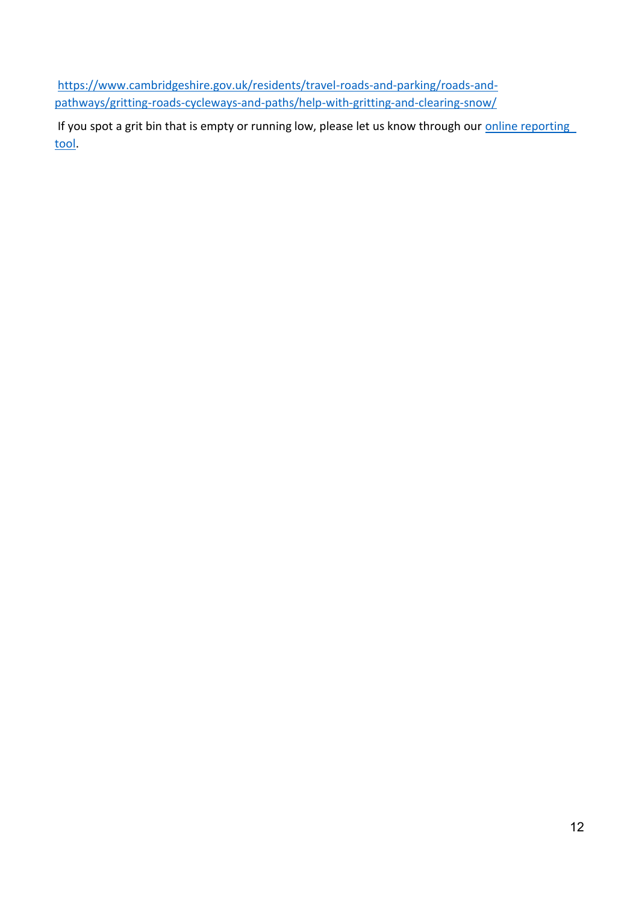https://www.cambridgeshire.gov.uk/residents/travel-roads-and-parking/roads-and-pathways/gritting-roads-cycleways-and-paths/help-with-gritting-and-clearing-snow/

If you spot a grit bin that is empty or running low, please let us know through our online reporting tool.